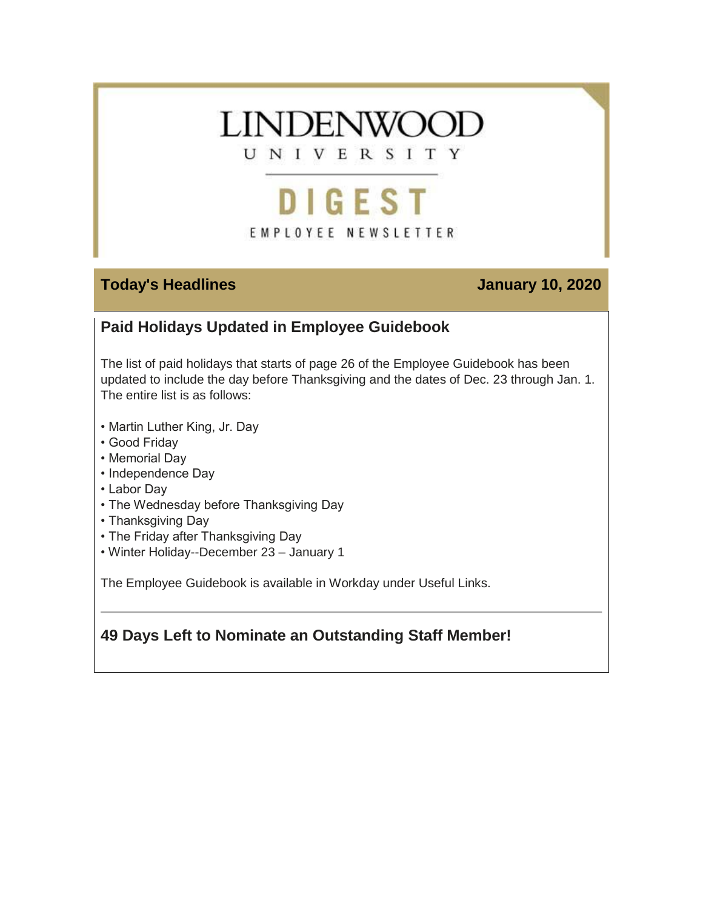# LINDENWOOD UNIVERSITY

## DIGEST

EMPLOYEE NEWSLETTER

**Today's Headlines** **January 10, 2020**

## Paid Holidays Updated in Employee Guidebook

The list of paid holidays that starts of page 26 of the Employee Guidebook has been updated to include the day before Thanksgiving and the dates of Dec. 23 through Jan. 1. The entire list is as follows:

- Martin Luther King, Jr. Day
- Good Friday
- Memorial Day
- Independence Day
- Labor Day
- The Wednesday before Thanksgiving Day
- Thanksgiving Day
- The Friday after Thanksgiving Day
- Winter Holiday--December 23 – January 1

The Employee Guidebook is available in Workday under Useful Links.

---

## 49 Days Left to Nominate an Outstanding Staff Member!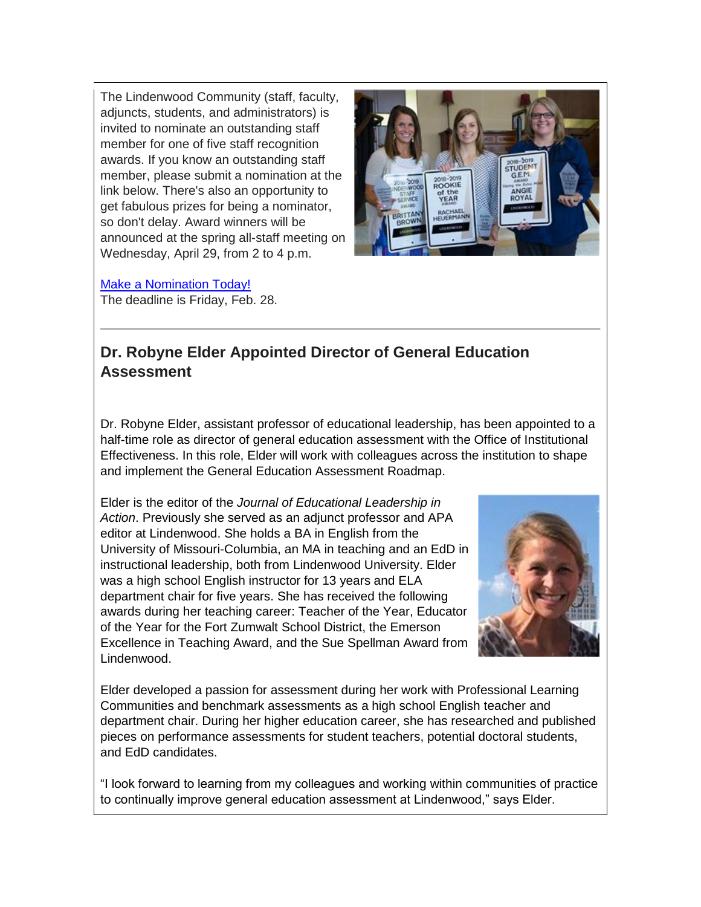The Lindenwood Community (staff, faculty, adjuncts, students, and administrators) is invited to nominate an outstanding staff member for one of five staff recognition awards. If you know an outstanding staff member, please submit a nomination at the link below. There's also an opportunity to get fabulous prizes for being a nominator, so don't delay. Award winners will be announced at the spring all-staff meeting on Wednesday, April 29, from 2 to 4 p.m.

Make a Nomination Today!
The deadline is Friday, Feb. 28.

---

## Dr. Robyne Elder Appointed Director of General Education Assessment

Dr. Robyne Elder, assistant professor of educational leadership, has been appointed to a half-time role as director of general education assessment with the Office of Institutional Effectiveness. In this role, Elder will work with colleagues across the institution to shape and implement the General Education Assessment Roadmap.

Elder is the editor of the *Journal of Educational Leadership in Action*. Previously she served as an adjunct professor and APA editor at Lindenwood. She holds a BA in English from the University of Missouri-Columbia, an MA in teaching and an EdD in instructional leadership, both from Lindenwood University. Elder was a high school English instructor for 13 years and ELA department chair for five years. She has received the following awards during her teaching career: Teacher of the Year, Educator of the Year for the Fort Zumwalt School District, the Emerson Excellence in Teaching Award, and the Sue Spellman Award from Lindenwood.

Elder developed a passion for assessment during her work with Professional Learning Communities and benchmark assessments as a high school English teacher and department chair. During her higher education career, she has researched and published pieces on performance assessments for student teachers, potential doctoral students, and EdD candidates.

"I look forward to learning from my colleagues and working within communities of practice to continually improve general education assessment at Lindenwood," says Elder.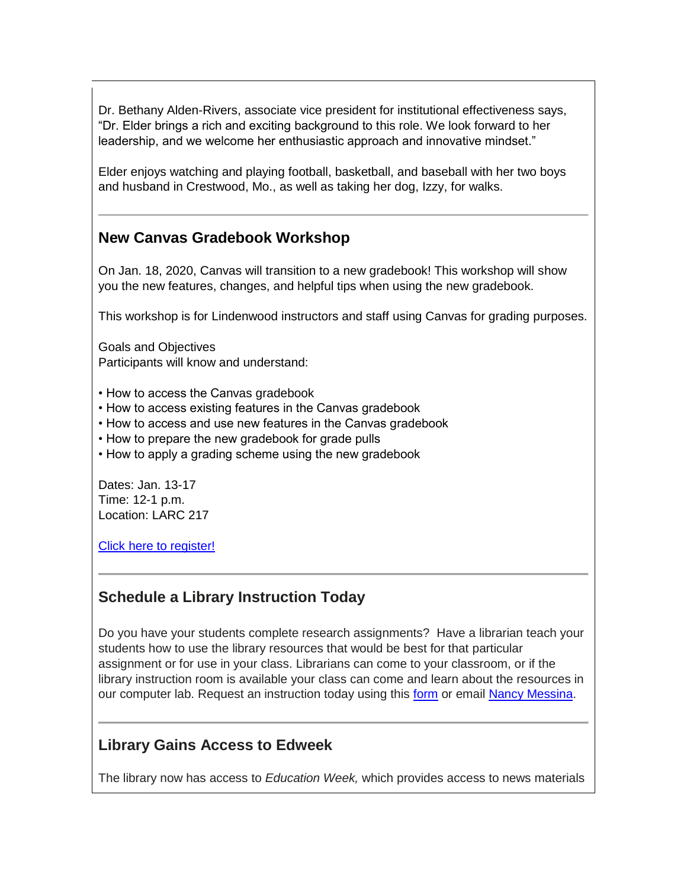Dr. Bethany Alden-Rivers, associate vice president for institutional effectiveness says, “Dr. Elder brings a rich and exciting background to this role. We look forward to her leadership, and we welcome her enthusiastic approach and innovative mindset.”

Elder enjoys watching and playing football, basketball, and baseball with her two boys and husband in Crestwood, Mo., as well as taking her dog, Izzy, for walks.

---

### New Canvas Gradebook Workshop

On Jan. 18, 2020, Canvas will transition to a new gradebook! This workshop will show you the new features, changes, and helpful tips when using the new gradebook.

This workshop is for Lindenwood instructors and staff using Canvas for grading purposes.

Goals and Objectives
Participants will know and understand:

- How to access the Canvas gradebook
- How to access existing features in the Canvas gradebook
- How to access and use new features in the Canvas gradebook
- How to prepare the new gradebook for grade pulls
- How to apply a grading scheme using the new gradebook

Dates: Jan. 13-17
Time: 12-1 p.m.
Location: LARC 217

Click here to register!

---

### Schedule a Library Instruction Today

Do you have your students complete research assignments? Have a librarian teach your students how to use the library resources that would be best for that particular assignment or for use in your class. Librarians can come to your classroom, or if the library instruction room is available your class can come and learn about the resources in our computer lab. Request an instruction today using this form or email Nancy Messina.

---

### Library Gains Access to Edweek

The library now has access to *Education Week,* which provides access to news materials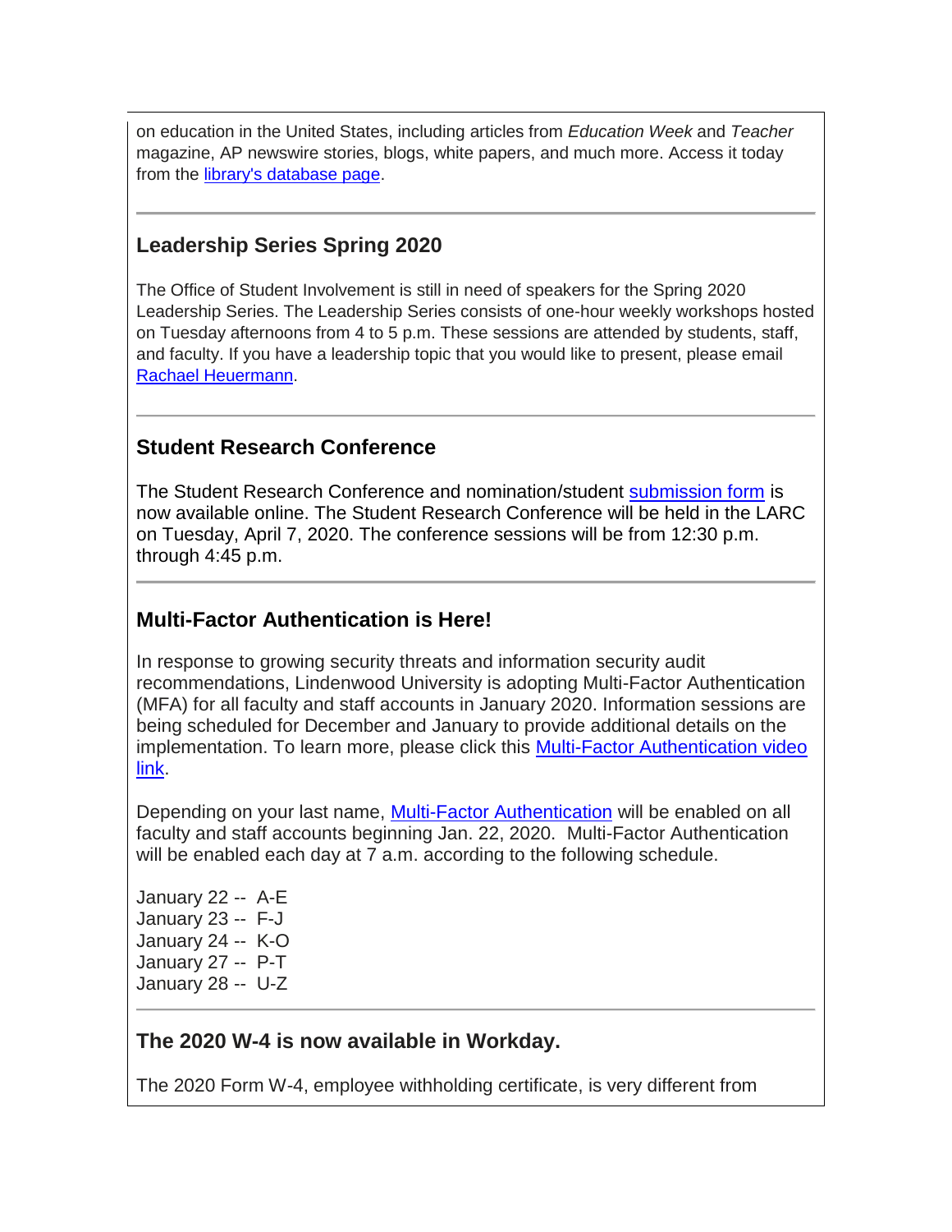on education in the United States, including articles from *Education Week* and *Teacher* magazine, AP newswire stories, blogs, white papers, and much more. Access it today from the library's database page.

---

### Leadership Series Spring 2020

The Office of Student Involvement is still in need of speakers for the Spring 2020 Leadership Series. The Leadership Series consists of one-hour weekly workshops hosted on Tuesday afternoons from 4 to 5 p.m. These sessions are attended by students, staff, and faculty. If you have a leadership topic that you would like to present, please email Rachael Heuermann.

---

### Student Research Conference

The Student Research Conference and nomination/student submission form is now available online. The Student Research Conference will be held in the LARC on Tuesday, April 7, 2020. The conference sessions will be from 12:30 p.m. through 4:45 p.m.

---

### Multi-Factor Authentication is Here!

In response to growing security threats and information security audit recommendations, Lindenwood University is adopting Multi-Factor Authentication (MFA) for all faculty and staff accounts in January 2020. Information sessions are being scheduled for December and January to provide additional details on the implementation. To learn more, please click this Multi-Factor Authentication video link.

Depending on your last name, Multi-Factor Authentication will be enabled on all faculty and staff accounts beginning Jan. 22, 2020. Multi-Factor Authentication will be enabled each day at 7 a.m. according to the following schedule.

January 22 -- A-E
January 23 -- F-J
January 24 -- K-O
January 27 -- P-T
January 28 -- U-Z

---

### The 2020 W-4 is now available in Workday.

The 2020 Form W-4, employee withholding certificate, is very different from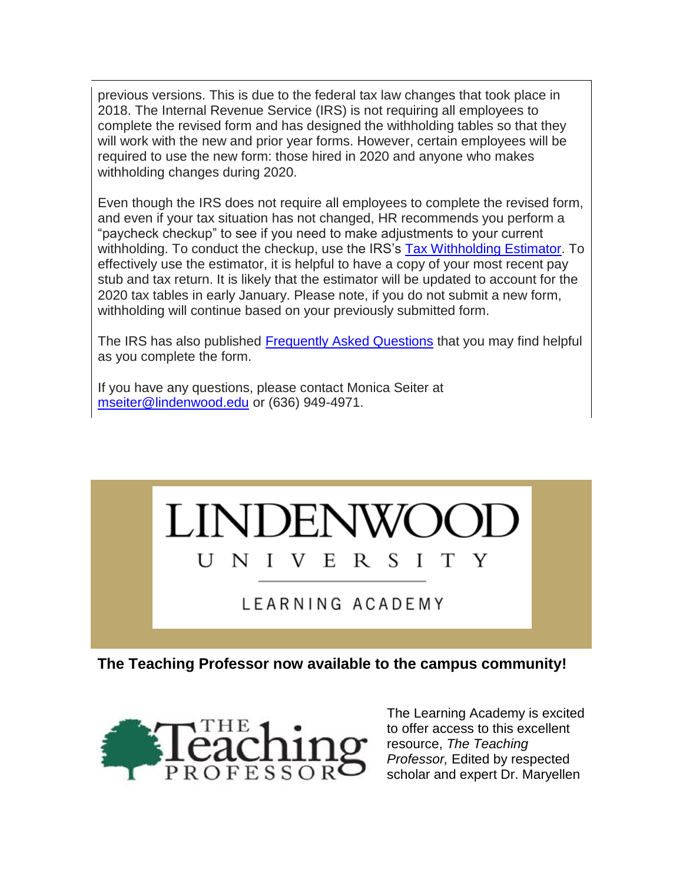previous versions. This is due to the federal tax law changes that took place in 2018. The Internal Revenue Service (IRS) is not requiring all employees to complete the revised form and has designed the withholding tables so that they will work with the new and prior year forms. However, certain employees will be required to use the new form: those hired in 2020 and anyone who makes withholding changes during 2020.

Even though the IRS does not require all employees to complete the revised form, and even if your tax situation has not changed, HR recommends you perform a "paycheck checkup" to see if you need to make adjustments to your current withholding. To conduct the checkup, use the IRS's Tax Withholding Estimator. To effectively use the estimator, it is helpful to have a copy of your most recent pay stub and tax return. It is likely that the estimator will be updated to account for the 2020 tax tables in early January. Please note, if you do not submit a new form, withholding will continue based on your previously submitted form.

The IRS has also published Frequently Asked Questions that you may find helpful as you complete the form.

If you have any questions, please contact Monica Seiter at mseiter@lindenwood.edu or (636) 949-4971.

LINDENWOOD UNIVERSITY

LEARNING ACADEMY

**The Teaching Professor now available to the campus community!**

THE Teaching PROFESSOR

The Learning Academy is excited to offer access to this excellent resource, *The Teaching Professor,* Edited by respected scholar and expert Dr. Maryellen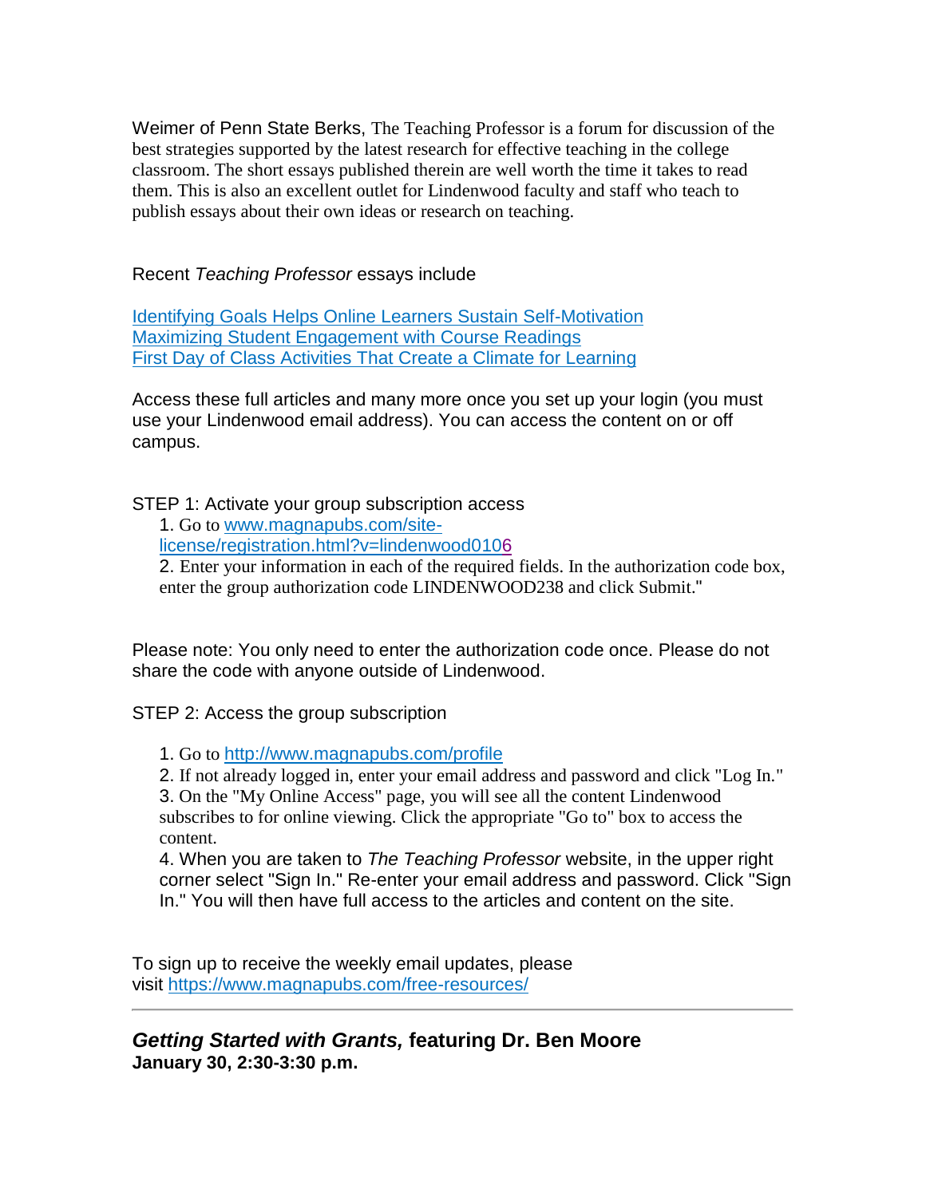Weimer of Penn State Berks, The Teaching Professor is a forum for discussion of the best strategies supported by the latest research for effective teaching in the college classroom. The short essays published therein are well worth the time it takes to read them. This is also an excellent outlet for Lindenwood faculty and staff who teach to publish essays about their own ideas or research on teaching.

Recent *Teaching Professor* essays include

[Identifying Goals Helps Online Learners Sustain Self-Motivation](#)
[Maximizing Student Engagement with Course Readings](#)
[First Day of Class Activities That Create a Climate for Learning](#)

Access these full articles and many more once you set up your login (you must use your Lindenwood email address). You can access the content on or off campus.

STEP 1: Activate your group subscription access

1. Go to www.magnapubs.com/site-license/registration.html?v=lindenwood0106
2. Enter your information in each of the required fields. In the authorization code box, enter the group authorization code LINDENWOOD238 and click Submit."

Please note: You only need to enter the authorization code once. Please do not share the code with anyone outside of Lindenwood.

STEP 2: Access the group subscription

1. Go to http://www.magnapubs.com/profile
2. If not already logged in, enter your email address and password and click "Log In."
3. On the "My Online Access" page, you will see all the content Lindenwood subscribes to for online viewing. Click the appropriate "Go to" box to access the content.
4. When you are taken to *The Teaching Professor* website, in the upper right corner select "Sign In." Re-enter your email address and password. Click "Sign In." You will then have full access to the articles and content on the site.

To sign up to receive the weekly email updates, please visit https://www.magnapubs.com/free-resources/

---

### ***Getting Started with Grants,* featuring Dr. Ben Moore**
**January 30, 2:30-3:30 p.m.**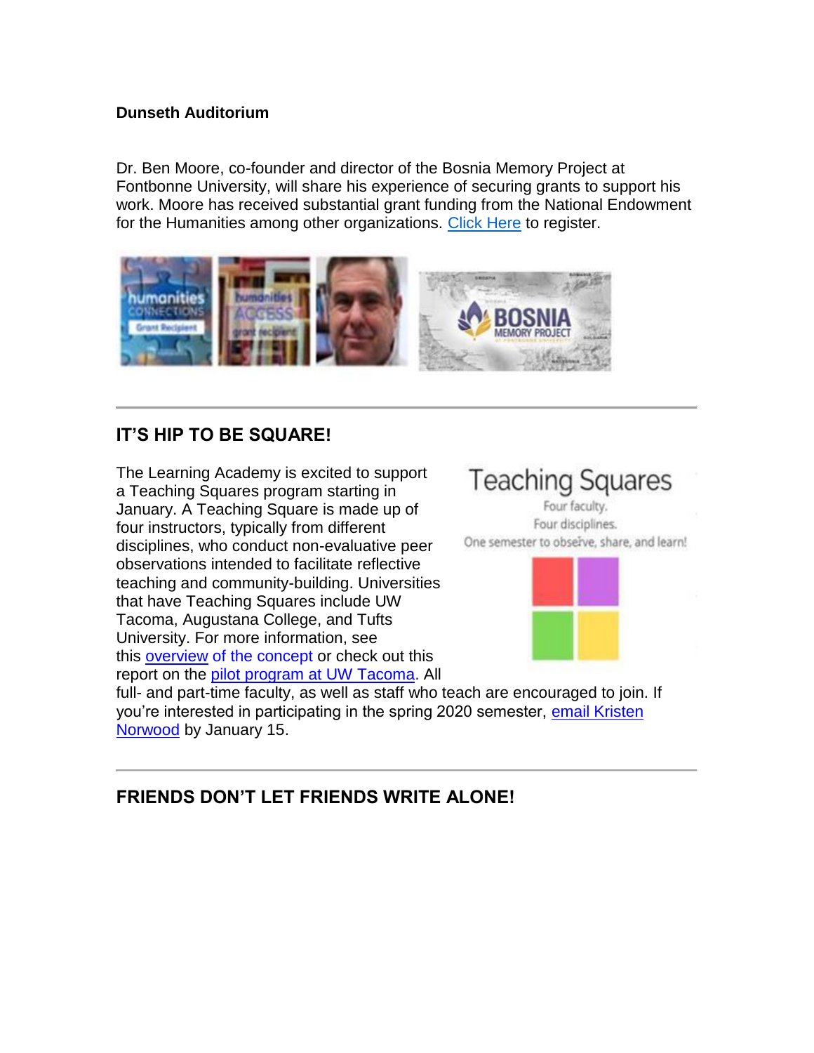**Dunseth Auditorium**

Dr. Ben Moore, co-founder and director of the Bosnia Memory Project at Fontbonne University, will share his experience of securing grants to support his work. Moore has received substantial grant funding from the National Endowment for the Humanities among other organizations. Click Here to register.

---

## IT'S HIP TO BE SQUARE!

The Learning Academy is excited to support a Teaching Squares program starting in January. A Teaching Square is made up of four instructors, typically from different disciplines, who conduct non-evaluative peer observations intended to facilitate reflective teaching and community-building. Universities that have Teaching Squares include UW Tacoma, Augustana College, and Tufts University. For more information, see this overview of the concept or check out this report on the pilot program at UW Tacoma. All full- and part-time faculty, as well as staff who teach are encouraged to join. If you're interested in participating in the spring 2020 semester, email Kristen Norwood by January 15.

---

## FRIENDS DON'T LET FRIENDS WRITE ALONE!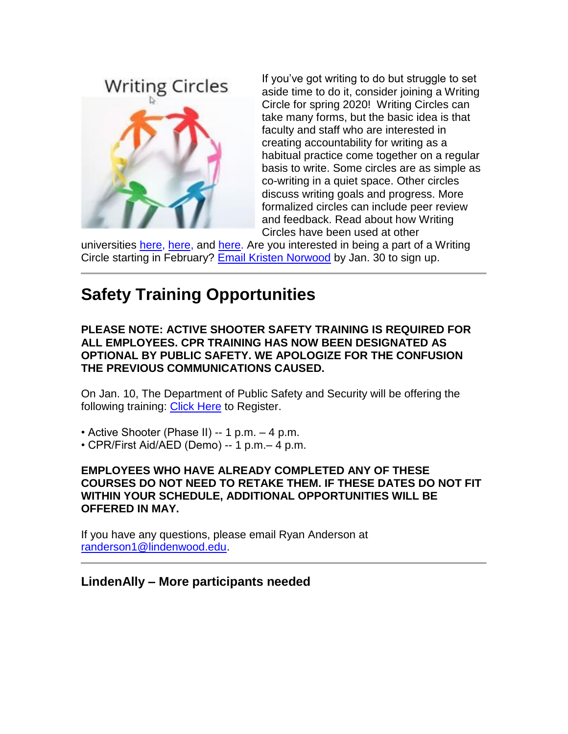If you've got writing to do but struggle to set aside time to do it, consider joining a Writing Circle for spring 2020! Writing Circles can take many forms, but the basic idea is that faculty and staff who are interested in creating accountability for writing as a habitual practice come together on a regular basis to write. Some circles are as simple as co-writing in a quiet space. Other circles discuss writing goals and progress. More formalized circles can include peer review and feedback. Read about how Writing Circles have been used at other universities here, here, and here. Are you interested in being a part of a Writing Circle starting in February? Email Kristen Norwood by Jan. 30 to sign up.

---

## Safety Training Opportunities

**PLEASE NOTE: ACTIVE SHOOTER SAFETY TRAINING IS REQUIRED FOR ALL EMPLOYEES. CPR TRAINING HAS NOW BEEN DESIGNATED AS OPTIONAL BY PUBLIC SAFETY. WE APOLOGIZE FOR THE CONFUSION THE PREVIOUS COMMUNICATIONS CAUSED.**

On Jan. 10, The Department of Public Safety and Security will be offering the following training: Click Here to Register.

- Active Shooter (Phase II) -- 1 p.m. – 4 p.m.
- CPR/First Aid/AED (Demo) -- 1 p.m.– 4 p.m.

**EMPLOYEES WHO HAVE ALREADY COMPLETED ANY OF THESE COURSES DO NOT NEED TO RETAKE THEM. IF THESE DATES DO NOT FIT WITHIN YOUR SCHEDULE, ADDITIONAL OPPORTUNITIES WILL BE OFFERED IN MAY.**

If you have any questions, please email Ryan Anderson at randerson1@lindenwood.edu.

---

### LindenAlly – More participants needed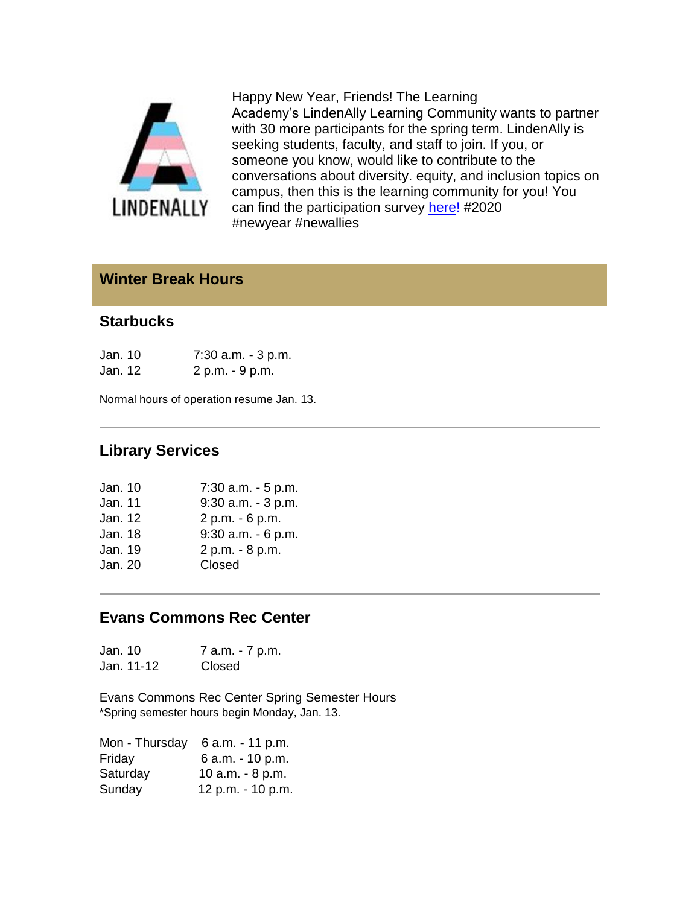LINDENALLY

Happy New Year, Friends! The Learning Academy's LindenAlly Learning Community wants to partner with 30 more participants for the spring term. LindenAlly is seeking students, faculty, and staff to join. If you, or someone you know, would like to contribute to the conversations about diversity. equity, and inclusion topics on campus, then this is the learning community for you! You can find the participation survey [here](#)! #2020 #newyear #newallies

## Winter Break Hours

### Starbucks

| | |
|---|---|
| Jan. 10 | 7:30 a.m. - 3 p.m. |
| Jan. 12 | 2 p.m. - 9 p.m. |

Normal hours of operation resume Jan. 13.

---

### Library Services

| | |
|---|---|
| Jan. 10 | 7:30 a.m. - 5 p.m. |
| Jan. 11 | 9:30 a.m. - 3 p.m. |
| Jan. 12 | 2 p.m. - 6 p.m. |
| Jan. 18 | 9:30 a.m. - 6 p.m. |
| Jan. 19 | 2 p.m. - 8 p.m. |
| Jan. 20 | Closed |

---

### Evans Commons Rec Center

| | |
|---|---|
| Jan. 10 | 7 a.m. - 7 p.m. |
| Jan. 11-12 | Closed |

Evans Commons Rec Center Spring Semester Hours
*Spring semester hours begin Monday, Jan. 13.

| | |
|---|---|
| Mon - Thursday | 6 a.m. - 11 p.m. |
| Friday | 6 a.m. - 10 p.m. |
| Saturday | 10 a.m. - 8 p.m. |
| Sunday | 12 p.m. - 10 p.m. |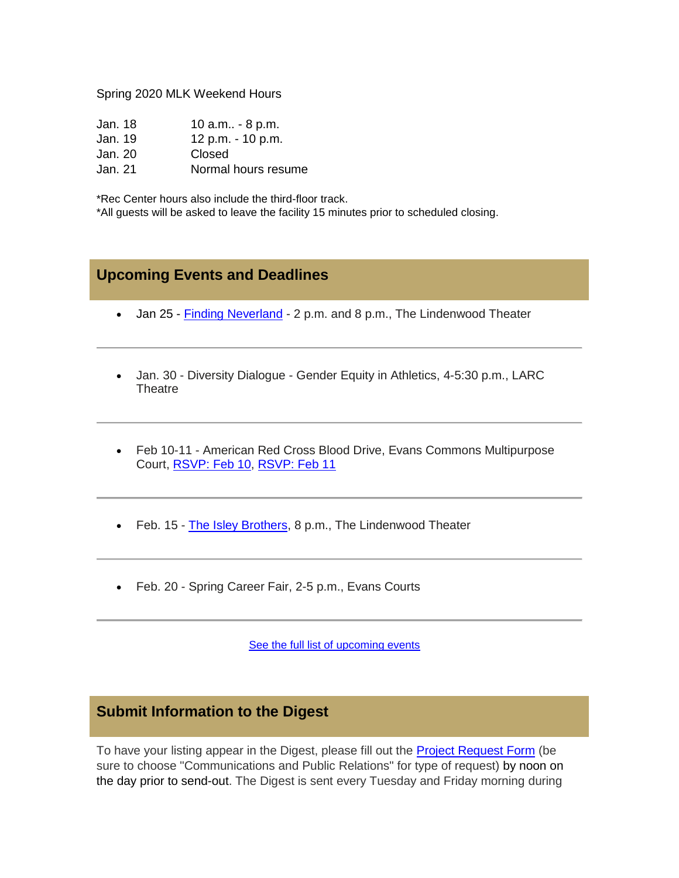Spring 2020 MLK Weekend Hours

| | |
|---|---|
| Jan. 18 | 10 a.m.. - 8 p.m. |
| Jan. 19 | 12 p.m. - 10 p.m. |
| Jan. 20 | Closed |
| Jan. 21 | Normal hours resume |

*Rec Center hours also include the third-floor track.
*All guests will be asked to leave the facility 15 minutes prior to scheduled closing.

## Upcoming Events and Deadlines

- Jan 25 - Finding Neverland - 2 p.m. and 8 p.m., The Lindenwood Theater

---

- Jan. 30 - Diversity Dialogue - Gender Equity in Athletics, 4-5:30 p.m., LARC Theatre

---

- Feb 10-11 - American Red Cross Blood Drive, Evans Commons Multipurpose Court, RSVP: Feb 10, RSVP: Feb 11

---

- Feb. 15 - The Isley Brothers, 8 p.m., The Lindenwood Theater

---

- Feb. 20 - Spring Career Fair, 2-5 p.m., Evans Courts

---

See the full list of upcoming events

## Submit Information to the Digest

To have your listing appear in the Digest, please fill out the Project Request Form (be sure to choose "Communications and Public Relations" for type of request) by noon on the day prior to send-out. The Digest is sent every Tuesday and Friday morning during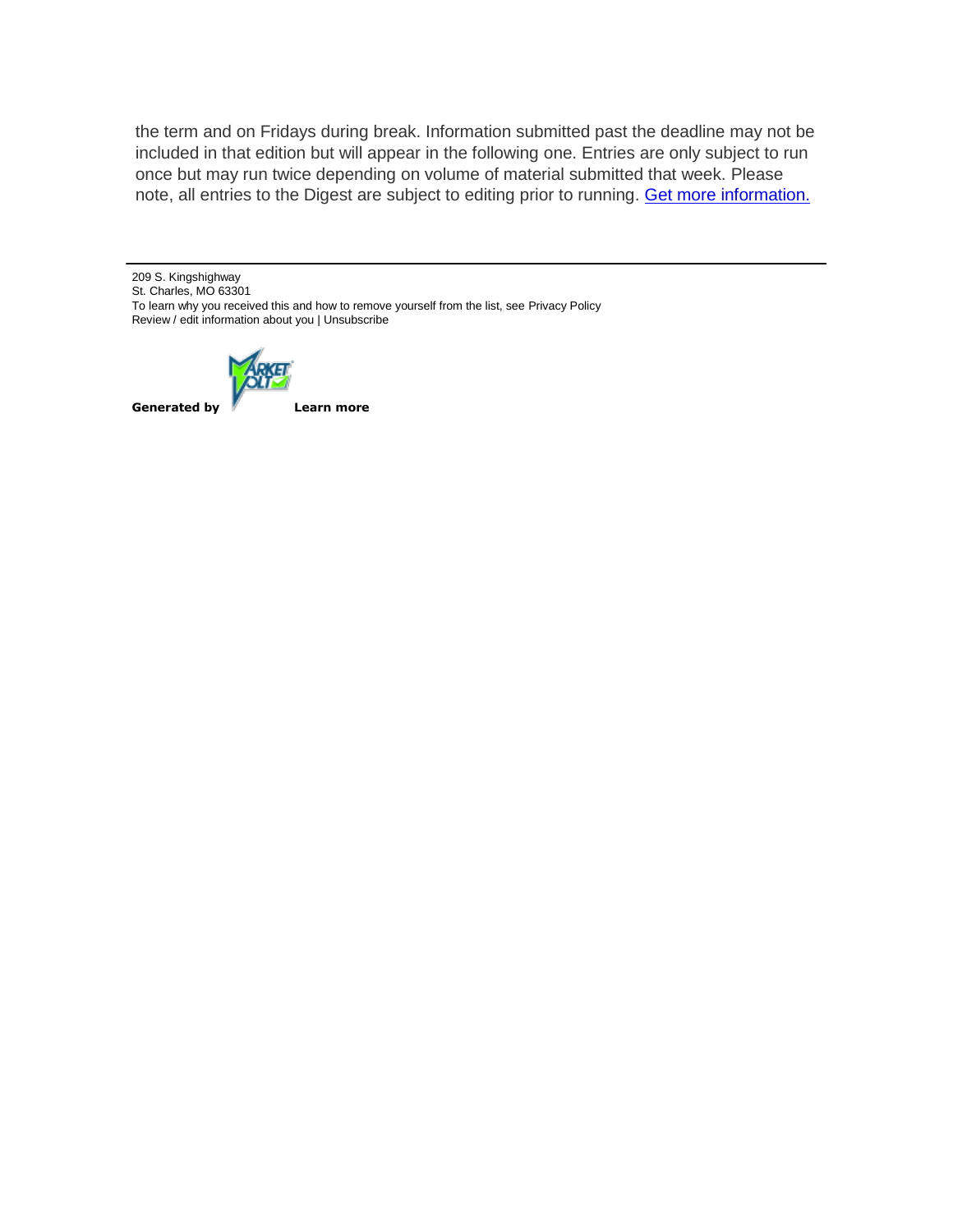the term and on Fridays during break. Information submitted past the deadline may not be included in that edition but will appear in the following one. Entries are only subject to run once but may run twice depending on volume of material submitted that week. Please note, all entries to the Digest are subject to editing prior to running. Get more information.

---

209 S. Kingshighway
St. Charles, MO 63301
To learn why you received this and how to remove yourself from the list, see Privacy Policy
Review / edit information about you | Unsubscribe

**Generated by** **Learn more**